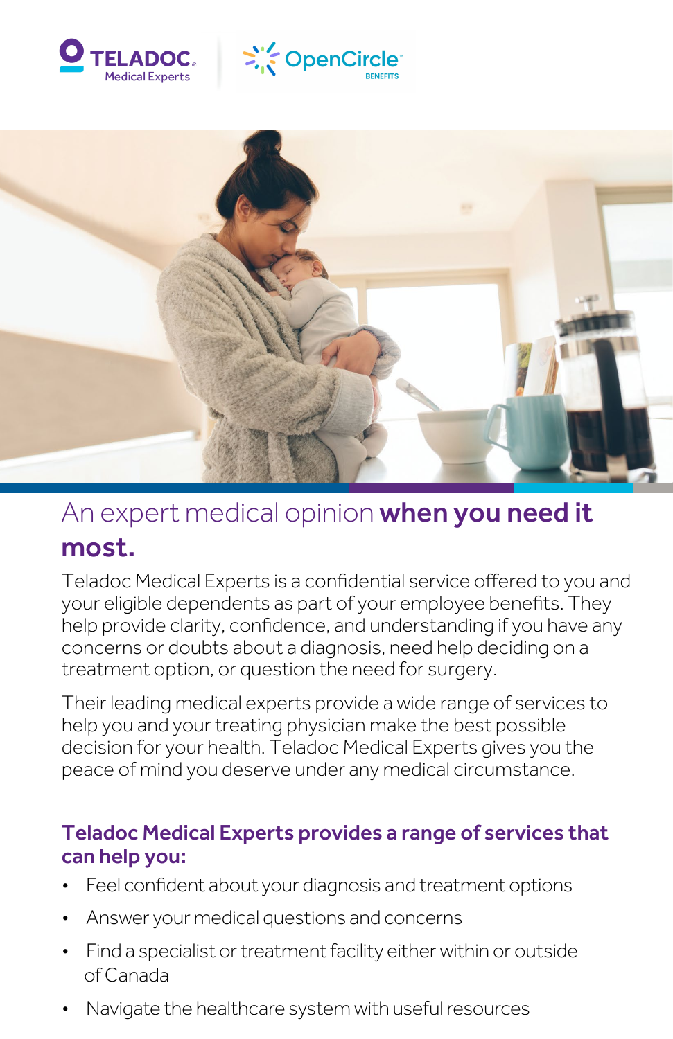TELADOC Medical Experts | OpenCircle BENEFITS

# An expert medical opinion **when you need it most.**

Teladoc Medical Experts is a confidential service offered to you and your eligible dependents as part of your employee benefits. They help provide clarity, confidence, and understanding if you have any concerns or doubts about a diagnosis, need help deciding on a treatment option, or question the need for surgery.

Their leading medical experts provide a wide range of services to help you and your treating physician make the best possible decision for your health. Teladoc Medical Experts gives you the peace of mind you deserve under any medical circumstance.

## Teladoc Medical Experts provides a range of services that can help you:

- Feel confident about your diagnosis and treatment options
- Answer your medical questions and concerns
- Find a specialist or treatment facility either within or outside of Canada
- Navigate the healthcare system with useful resources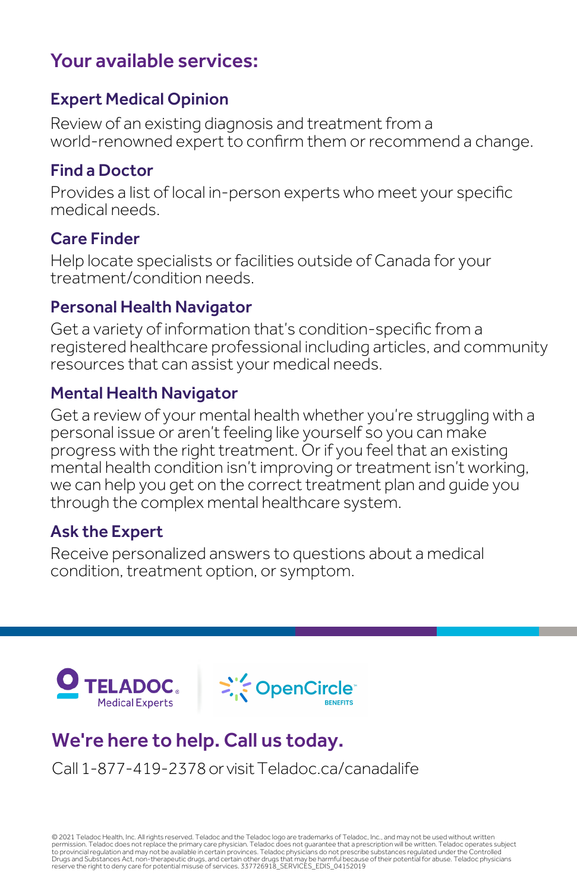## Your available services:

### Expert Medical Opinion

Review of an existing diagnosis and treatment from a world-renowned expert to confirm them or recommend a change.

### Find a Doctor

Provides a list of local in-person experts who meet your specific medical needs.

### Care Finder

Help locate specialists or facilities outside of Canada for your treatment/condition needs.

### Personal Health Navigator

Get a variety of information that's condition-specific from a registered healthcare professional including articles, and community resources that can assist your medical needs.

### Mental Health Navigator

Get a review of your mental health whether you're struggling with a personal issue or aren't feeling like yourself so you can make progress with the right treatment. Or if you feel that an existing mental health condition isn't improving or treatment isn't working, we can help you get on the correct treatment plan and guide you through the complex mental healthcare system.

### Ask the Expert

Receive personalized answers to questions about a medical condition, treatment option, or symptom.

TELADOC. Medical Experts

OpenCircle BENEFITS

## We're here to help. Call us today.

Call 1-877-419-2378 or visit Teladoc.ca/canadalife

© 2021 Teladoc Health, Inc. All rights reserved. Teladoc and the Teladoc logo are trademarks of Teladoc, Inc., and may not be used without written permission. Teladoc does not replace the primary care physician. Teladoc does not guarantee that a prescription will be written. Teladoc operates subject to provincial regulation and may not be available in certain provinces. Teladoc physicians do not prescribe substances regulated under the Controlled Drugs and Substances Act, non-therapeutic drugs, and certain other drugs that may be harmful because of their potential for abuse. Teladoc physicians reserve the right to deny care for potential misuse of services. 337726918_SERVICES_EDIS_04152019